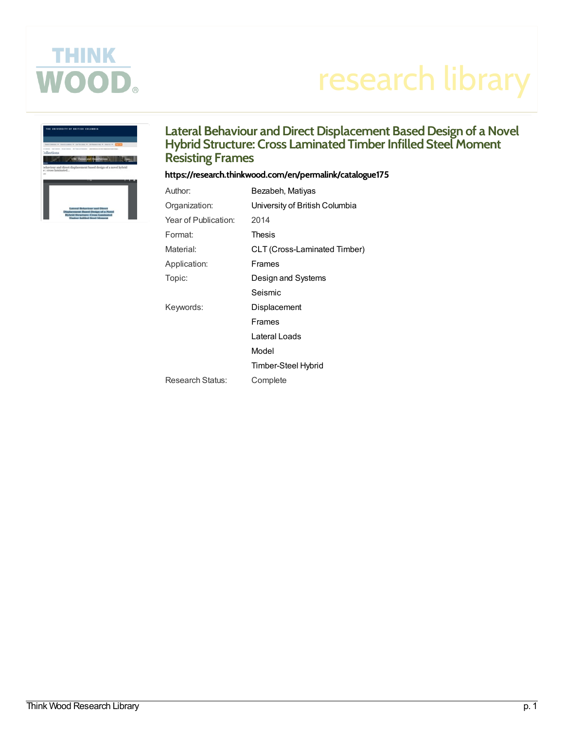# Lateral Behaviour and Direct Displacement Based Design of a Novel Hybrid Structure: Cross Laminated Timber Infilled Steel Moment Resisting Frames

**https://research.thinkwood.com/en/permalink/catalogue175**

| | |
|---|---|
| Author: | Bezabeh, Matiyas |
| Organization: | University of British Columbia |
| Year of Publication: | 2014 |
| Format: | Thesis |
| Material: | CLT (Cross-Laminated Timber) |
| Application: | Frames |
| Topic: | Design and Systems |
| | Seismic |
| Keywords: | Displacement |
| | Frames |
| | Lateral Loads |
| | Model |
| | Timber-Steel Hybrid |
| Research Status: | Complete |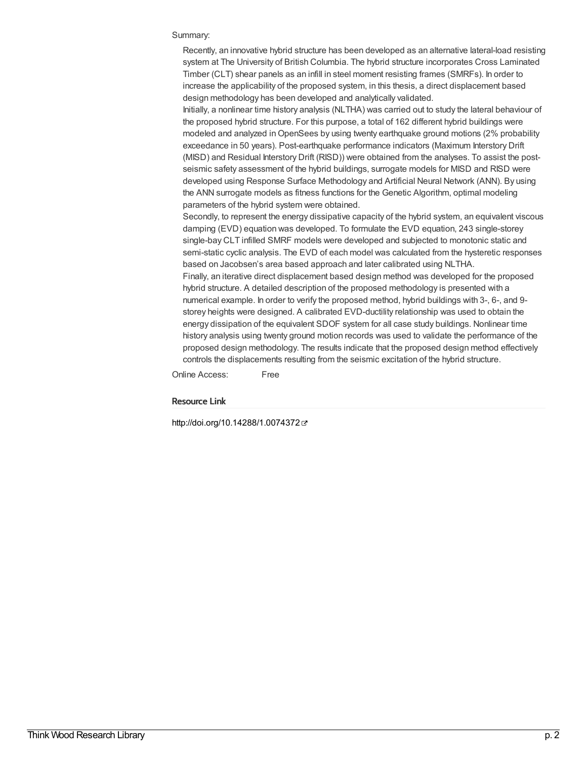Summary:

Recently, an innovative hybrid structure has been developed as an alternative lateral-load resisting system at The University of British Columbia. The hybrid structure incorporates Cross Laminated Timber (CLT) shear panels as an infill in steel moment resisting frames (SMRFs). In order to increase the applicability of the proposed system, in this thesis, a direct displacement based design methodology has been developed and analytically validated.

Initially, a nonlinear time history analysis (NLTHA) was carried out to study the lateral behaviour of the proposed hybrid structure. For this purpose, a total of 162 different hybrid buildings were modeled and analyzed in OpenSees by using twenty earthquake ground motions (2% probability exceedance in 50 years). Post-earthquake performance indicators (Maximum Interstory Drift (MISD) and Residual Interstory Drift (RISD)) were obtained from the analyses. To assist the post-seismic safety assessment of the hybrid buildings, surrogate models for MISD and RISD were developed using Response Surface Methodology and Artificial Neural Network (ANN). By using the ANN surrogate models as fitness functions for the Genetic Algorithm, optimal modeling parameters of the hybrid system were obtained.

Secondly, to represent the energy dissipative capacity of the hybrid system, an equivalent viscous damping (EVD) equation was developed. To formulate the EVD equation, 243 single-storey single-bay CLT infilled SMRF models were developed and subjected to monotonic static and semi-static cyclic analysis. The EVD of each model was calculated from the hysteretic responses based on Jacobsen's area based approach and later calibrated using NLTHA.

Finally, an iterative direct displacement based design method was developed for the proposed hybrid structure. A detailed description of the proposed methodology is presented with a numerical example. In order to verify the proposed method, hybrid buildings with 3-, 6-, and 9-storey heights were designed. A calibrated EVD-ductility relationship was used to obtain the energy dissipation of the equivalent SDOF system for all case study buildings. Nonlinear time history analysis using twenty ground motion records was used to validate the performance of the proposed design methodology. The results indicate that the proposed design method effectively controls the displacements resulting from the seismic excitation of the hybrid structure.

Online Access: Free

**Resource Link**

http://doi.org/10.14288/1.0074372